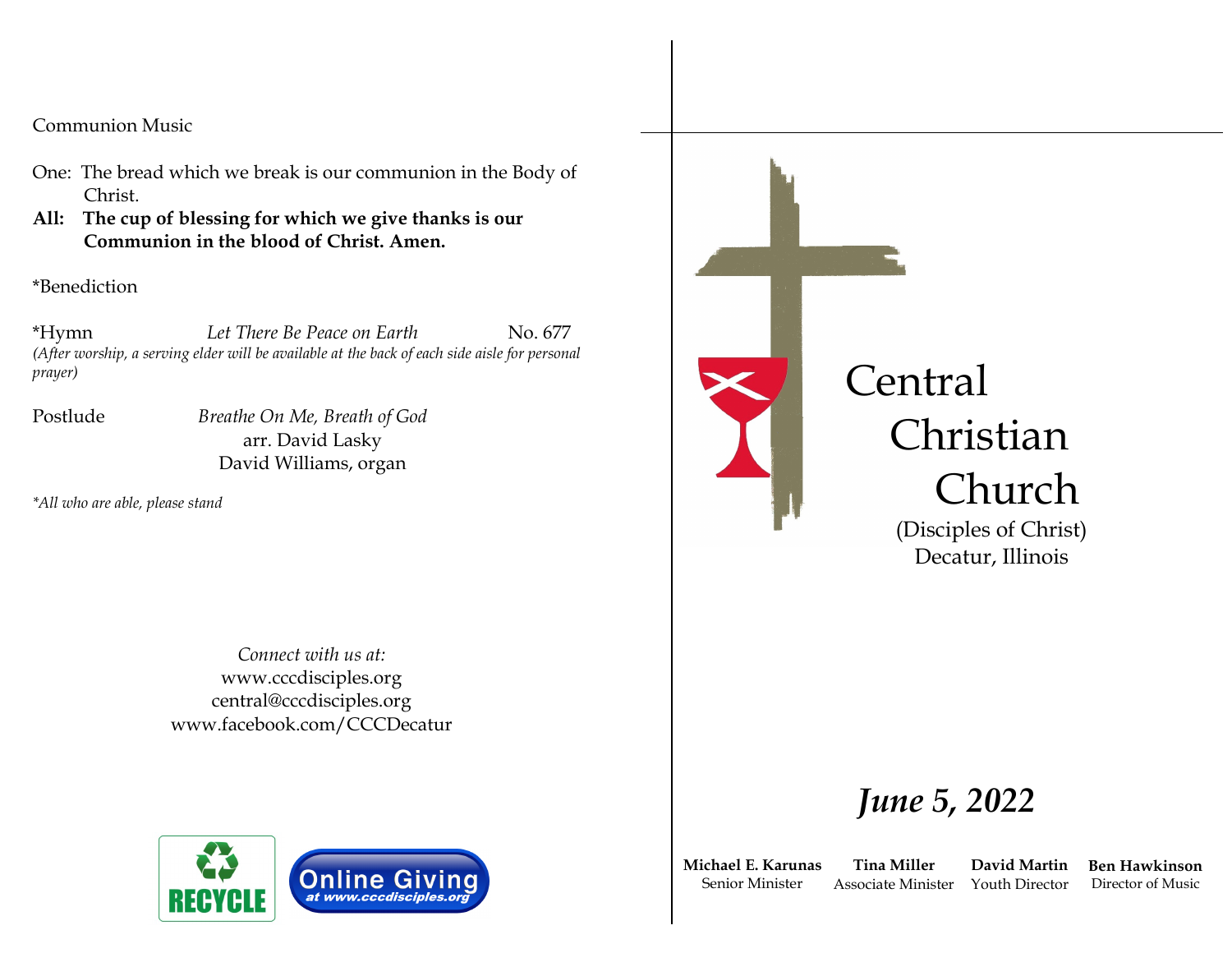Communion Music

One: The bread which we break is our communion in the Body of Christ.

**All: The cup of blessing for which we give thanks is our Communion in the blood of Christ. Amen.**

*Benediction

*Hymn *Let There Be Peace on Earth* No. 677

*(After worship, a serving elder will be available at the back of each side aisle for personal prayer)*

Postlude *Breathe On Me, Breath of God*
arr. David Lasky
David Williams, organ

*\*All who are able, please stand*

*Connect with us at:*
www.cccdisciples.org
central@cccdisciples.org
www.facebook.com/CCCDecatur

RECYCLE

Online Giving
*at www.cccdisciples.org*

# Central Christian Church

(Disciples of Christ)
Decatur, Illinois

## *June 5, 2022*

**Michael E. Karunas**
Senior Minister

**Tina Miller**
Associate Minister

**David Martin**
Youth Director

**Ben Hawkinson**
Director of Music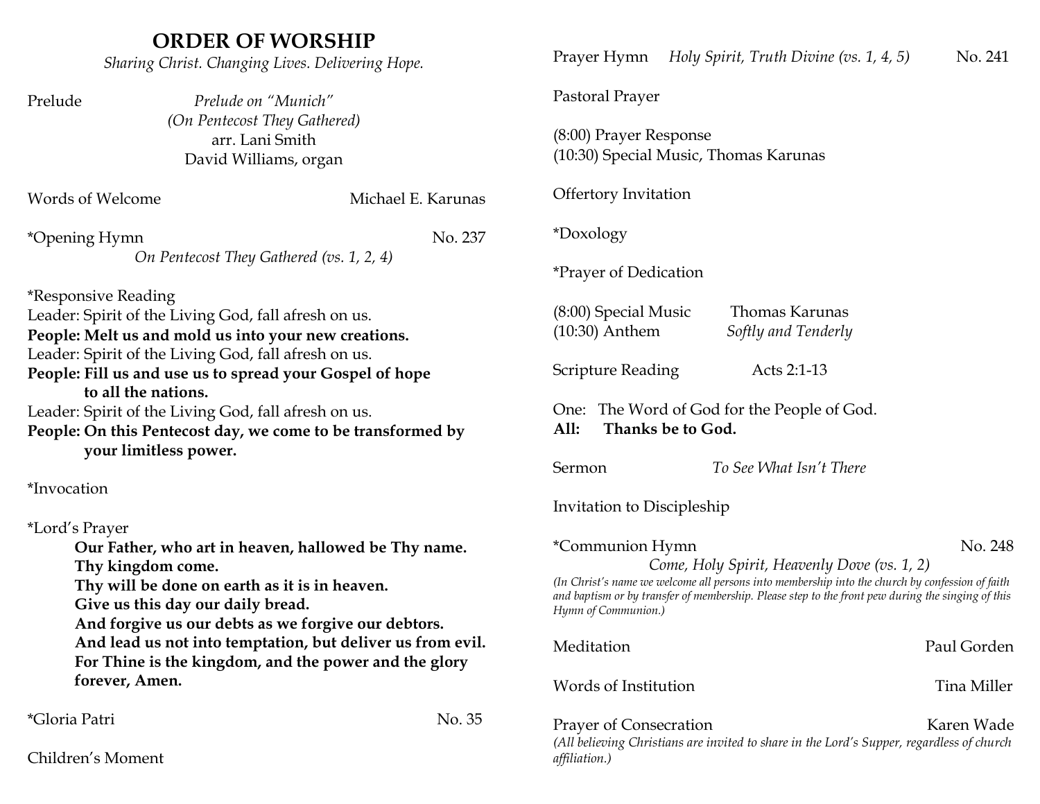# ORDER OF WORSHIP

*Sharing Christ. Changing Lives. Delivering Hope.*

Prelude — *Prelude on "Munich"*
*(On Pentecost They Gathered)*
arr. Lani Smith
David Williams, organ

Words of Welcome — Michael E. Karunas

*Opening Hymn — No. 237
*On Pentecost They Gathered (vs. 1, 2, 4)*

*Responsive Reading

Leader: Spirit of the Living God, fall afresh on us.
**People: Melt us and mold us into your new creations.**
Leader: Spirit of the Living God, fall afresh on us.
**People: Fill us and use us to spread your Gospel of hope to all the nations.**
Leader: Spirit of the Living God, fall afresh on us.
**People: On this Pentecost day, we come to be transformed by your limitless power.**

*Invocation

*Lord's Prayer

**Our Father, who art in heaven, hallowed be Thy name.**
**Thy kingdom come.**
**Thy will be done on earth as it is in heaven.**
**Give us this day our daily bread.**
**And forgive us our debts as we forgive our debtors.**
**And lead us not into temptation, but deliver us from evil.**
**For Thine is the kingdom, and the power and the glory forever, Amen.**

*Gloria Patri — No. 35

Children's Moment

Prayer Hymn — *Holy Spirit, Truth Divine (vs. 1, 4, 5)* — No. 241

Pastoral Prayer

(8:00) Prayer Response
(10:30) Special Music, Thomas Karunas

Offertory Invitation

*Doxology

*Prayer of Dedication

(8:00) Special Music — Thomas Karunas
(10:30) Anthem — *Softly and Tenderly*

Scripture Reading — Acts 2:1-13

One: The Word of God for the People of God.
**All: Thanks be to God.**

Sermon — *To See What Isn't There*

Invitation to Discipleship

*Communion Hymn — No. 248
*Come, Holy Spirit, Heavenly Dove (vs. 1, 2)*

*(In Christ's name we welcome all persons into membership into the church by confession of faith and baptism or by transfer of membership. Please step to the front pew during the singing of this Hymn of Communion.)*

Meditation — Paul Gorden

Words of Institution — Tina Miller

Prayer of Consecration — Karen Wade

*(All believing Christians are invited to share in the Lord's Supper, regardless of church affiliation.)*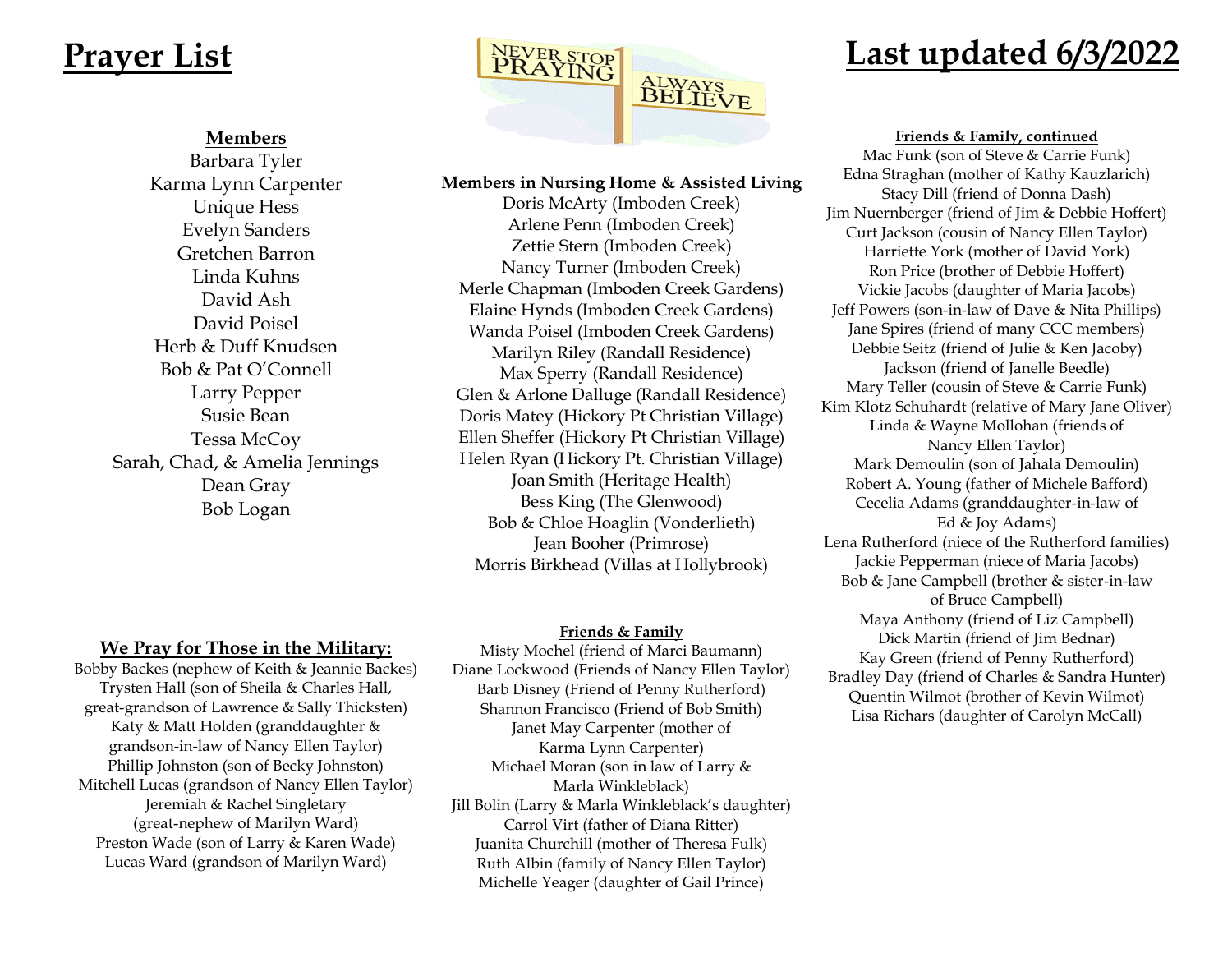# Prayer List

# Last updated 6/3/2022

NEVER STOP PRAYING — ALWAYS BELIEVE

**Members**

Barbara Tyler
Karma Lynn Carpenter
Unique Hess
Evelyn Sanders
Gretchen Barron
Linda Kuhns
David Ash
David Poisel
Herb & Duff Knudsen
Bob & Pat O'Connell
Larry Pepper
Susie Bean
Tessa McCoy
Sarah, Chad, & Amelia Jennings
Dean Gray
Bob Logan

**We Pray for Those in the Military:**

Bobby Backes (nephew of Keith & Jeannie Backes)
Trysten Hall (son of Sheila & Charles Hall, great-grandson of Lawrence & Sally Thicksten)
Katy & Matt Holden (granddaughter & grandson-in-law of Nancy Ellen Taylor)
Phillip Johnston (son of Becky Johnston)
Mitchell Lucas (grandson of Nancy Ellen Taylor)
Jeremiah & Rachel Singletary (great-nephew of Marilyn Ward)
Preston Wade (son of Larry & Karen Wade)
Lucas Ward (grandson of Marilyn Ward)

**Members in Nursing Home & Assisted Living**

Doris McArty (Imboden Creek)
Arlene Penn (Imboden Creek)
Zettie Stern (Imboden Creek)
Nancy Turner (Imboden Creek)
Merle Chapman (Imboden Creek Gardens)
Elaine Hynds (Imboden Creek Gardens)
Wanda Poisel (Imboden Creek Gardens)
Marilyn Riley (Randall Residence)
Max Sperry (Randall Residence)
Glen & Arlone Dalluge (Randall Residence)
Doris Matey (Hickory Pt Christian Village)
Ellen Sheffer (Hickory Pt Christian Village)
Helen Ryan (Hickory Pt. Christian Village)
Joan Smith (Heritage Health)
Bess King (The Glenwood)
Bob & Chloe Hoaglin (Vonderlieth)
Jean Booher (Primrose)
Morris Birkhead (Villas at Hollybrook)

**Friends & Family**

Misty Mochel (friend of Marci Baumann)
Diane Lockwood (Friends of Nancy Ellen Taylor)
Barb Disney (Friend of Penny Rutherford)
Shannon Francisco (Friend of Bob Smith)
Janet May Carpenter (mother of Karma Lynn Carpenter)
Michael Moran (son in law of Larry & Marla Winkleblack)
Jill Bolin (Larry & Marla Winkleblack's daughter)
Carrol Virt (father of Diana Ritter)
Juanita Churchill (mother of Theresa Fulk)
Ruth Albin (family of Nancy Ellen Taylor)
Michelle Yeager (daughter of Gail Prince)

**Friends & Family, continued**

Mac Funk (son of Steve & Carrie Funk)
Edna Straghan (mother of Kathy Kauzlarich)
Stacy Dill (friend of Donna Dash)
Jim Nuernberger (friend of Jim & Debbie Hoffert)
Curt Jackson (cousin of Nancy Ellen Taylor)
Harriette York (mother of David York)
Ron Price (brother of Debbie Hoffert)
Vickie Jacobs (daughter of Maria Jacobs)
Jeff Powers (son-in-law of Dave & Nita Phillips)
Jane Spires (friend of many CCC members)
Debbie Seitz (friend of Julie & Ken Jacoby)
Jackson (friend of Janelle Beedle)
Mary Teller (cousin of Steve & Carrie Funk)
Kim Klotz Schuhardt (relative of Mary Jane Oliver)
Linda & Wayne Mollohan (friends of Nancy Ellen Taylor)
Mark Demoulin (son of Jahala Demoulin)
Robert A. Young (father of Michele Bafford)
Cecelia Adams (granddaughter-in-law of Ed & Joy Adams)
Lena Rutherford (niece of the Rutherford families)
Jackie Pepperman (niece of Maria Jacobs)
Bob & Jane Campbell (brother & sister-in-law of Bruce Campbell)
Maya Anthony (friend of Liz Campbell)
Dick Martin (friend of Jim Bednar)
Kay Green (friend of Penny Rutherford)
Bradley Day (friend of Charles & Sandra Hunter)
Quentin Wilmot (brother of Kevin Wilmot)
Lisa Richars (daughter of Carolyn McCall)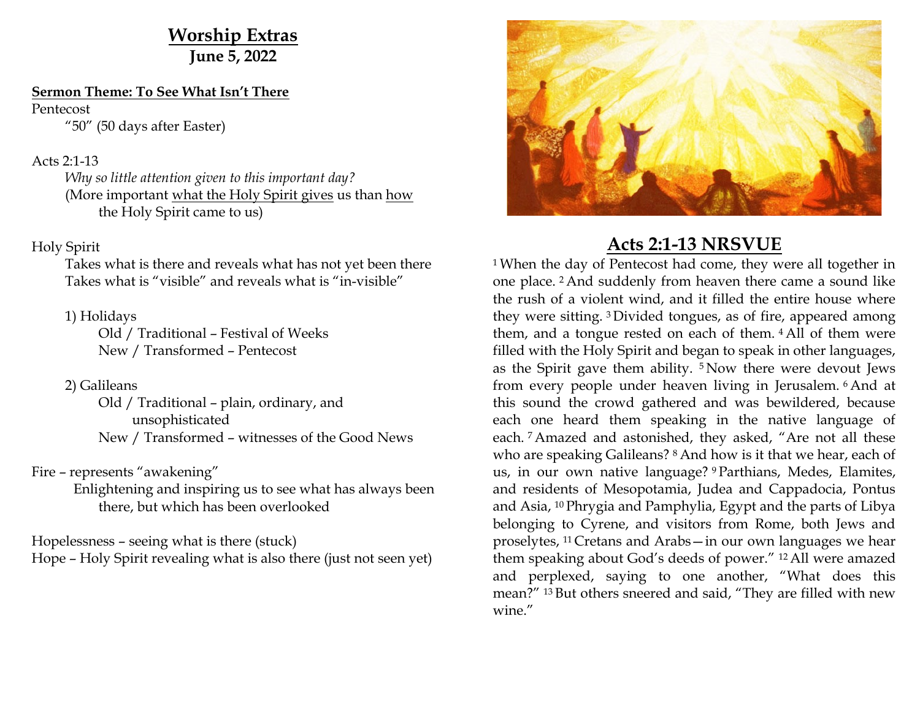# Worship Extras

**June 5, 2022**

**Sermon Theme: To See What Isn't There**

Pentecost

"50" (50 days after Easter)

Acts 2:1-13

*Why so little attention given to this important day?*

(More important what the Holy Spirit gives us than how the Holy Spirit came to us)

Holy Spirit

Takes what is there and reveals what has not yet been there

Takes what is "visible" and reveals what is "in-visible"

1) Holidays

Old / Traditional – Festival of Weeks

New / Transformed – Pentecost

2) Galileans

Old / Traditional – plain, ordinary, and unsophisticated

New / Transformed – witnesses of the Good News

Fire – represents "awakening"

Enlightening and inspiring us to see what has always been there, but which has been overlooked

Hopelessness – seeing what is there (stuck)

Hope – Holy Spirit revealing what is also there (just not seen yet)

## Acts 2:1-13 NRSVUE

[1] When the day of Pentecost had come, they were all together in one place. [2] And suddenly from heaven there came a sound like the rush of a violent wind, and it filled the entire house where they were sitting. [3] Divided tongues, as of fire, appeared among them, and a tongue rested on each of them. [4] All of them were filled with the Holy Spirit and began to speak in other languages, as the Spirit gave them ability. [5] Now there were devout Jews from every people under heaven living in Jerusalem. [6] And at this sound the crowd gathered and was bewildered, because each one heard them speaking in the native language of each. [7] Amazed and astonished, they asked, "Are not all these who are speaking Galileans? [8] And how is it that we hear, each of us, in our own native language? [9] Parthians, Medes, Elamites, and residents of Mesopotamia, Judea and Cappadocia, Pontus and Asia, [10] Phrygia and Pamphylia, Egypt and the parts of Libya belonging to Cyrene, and visitors from Rome, both Jews and proselytes, [11] Cretans and Arabs—in our own languages we hear them speaking about God's deeds of power." [12] All were amazed and perplexed, saying to one another, "What does this mean?" [13] But others sneered and said, "They are filled with new wine."